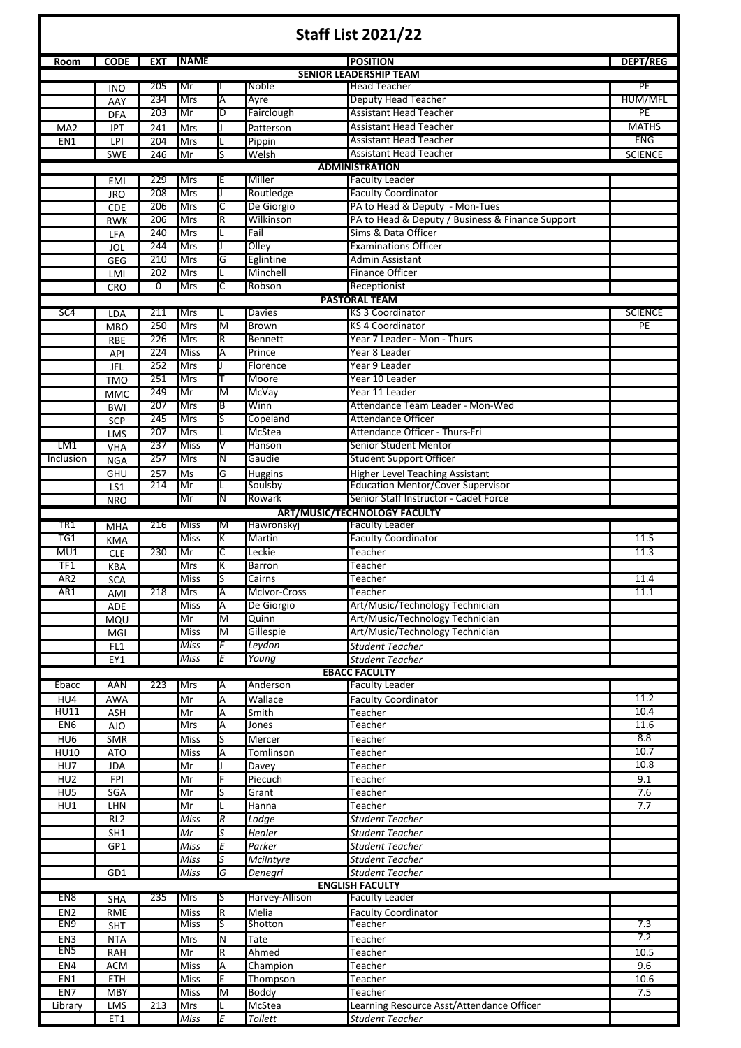# Staff List 2021/22

| Room | CODE | EXT | NAME | | | POSITION | DEPT/REG |
|---|---|---|---|---|---|---|---|
| **SENIOR LEADERSHIP TEAM** | | | | | | | |
| | INO | 205 | Mr | I | Noble | Head Teacher | PE |
| | AAY | 234 | Mrs | A | Ayre | Deputy Head Teacher | HUM/MFL |
| | DFA | 203 | Mr | D | Fairclough | Assistant Head Teacher | PE |
| MA2 | JPT | 241 | Mrs | J | Patterson | Assistant Head Teacher | MATHS |
| EN1 | LPI | 204 | Mrs | L | Pippin | Assistant Head Teacher | ENG |
| | SWE | 246 | Mr | S | Welsh | Assistant Head Teacher | SCIENCE |
| **ADMINISTRATION** | | | | | | | |
| | EMI | 229 | Mrs | E | Miller | Faculty Leader | |
| | JRO | 208 | Mrs | J | Routledge | Faculty Coordinator | |
| | CDE | 206 | Mrs | C | De Giorgio | PA to Head & Deputy - Mon-Tues | |
| | RWK | 206 | Mrs | R | Wilkinson | PA to Head & Deputy / Business & Finance Support | |
| | LFA | 240 | Mrs | L | Fail | Sims & Data Officer | |
| | JOL | 244 | Mrs | J | Olley | Examinations Officer | |
| | GEG | 210 | Mrs | G | Eglintine | Admin Assistant | |
| | LMI | 202 | Mrs | L | Minchell | Finance Officer | |
| | CRO | 0 | Mrs | C | Robson | Receptionist | |
| **PASTORAL TEAM** | | | | | | | |
| SC4 | LDA | 211 | Mrs | L | Davies | KS 3 Coordinator | SCIENCE |
| | MBO | 250 | Mrs | M | Brown | KS 4 Coordinator | PE |
| | RBE | 226 | Mrs | R | Bennett | Year 7 Leader - Mon - Thurs | |
| | API | 224 | Miss | A | Prince | Year 8 Leader | |
| | JFL | 252 | Mrs | J | Florence | Year 9 Leader | |
| | TMO | 251 | Mrs | T | Moore | Year 10 Leader | |
| | MMC | 249 | Mr | M | McVay | Year 11 Leader | |
| | BWI | 207 | Mrs | B | Winn | Attendance Team Leader - Mon-Wed | |
| | SCP | 245 | Mrs | S | Copeland | Attendance Officer | |
| | LMS | 207 | Mrs | L | McStea | Attendance Officer - Thurs-Fri | |
| LM1 | VHA | 237 | Miss | V | Hanson | Senior Student Mentor | |
| Inclusion | NGA | 257 | Mrs | N | Gaudie | Student Support Officer | |
| | GHU | 257 | Ms | G | Huggins | Higher Level Teaching Assistant | |
| | LS1 | 214 | Mr | L | Soulsby | Education Mentor/Cover Supervisor | |
| | NRO | | Mr | N | Rowark | Senior Staff Instructor - Cadet Force | |
| **ART/MUSIC/TECHNOLOGY FACULTY** | | | | | | | |
| TR1 | MHA | 216 | Miss | M | Hawronskyj | Faculty Leader | |
| TG1 | KMA | | Miss | K | Martin | Faculty Coordinator | 11.5 |
| MU1 | CLE | 230 | Mr | C | Leckie | Teacher | 11.3 |
| TF1 | KBA | | Mrs | K | Barron | Teacher | |
| AR2 | SCA | | Miss | S | Cairns | Teacher | 11.4 |
| AR1 | AMI | 218 | Mrs | A | McIvor-Cross | Teacher | 11.1 |
| | ADE | | Miss | A | De Giorgio | Art/Music/Technology Technician | |
| | MQU | | Mr | M | Quinn | Art/Music/Technology Technician | |
| | MGI | | Miss | M | Gillespie | Art/Music/Technology Technician | |
| | FL1 | | *Miss* | *F* | *Leydon* | *Student Teacher* | |
| | EY1 | | *Miss* | *E* | *Young* | *Student Teacher* | |
| **EBACC FACULTY** | | | | | | | |
| Ebacc | AAN | 223 | Mrs | A | Anderson | Faculty Leader | |
| HU4 | AWA | | Mr | A | Wallace | Faculty Coordinator | 11.2 |
| HU11 | ASH | | Mr | A | Smith | Teacher | 10.4 |
| EN6 | AJO | | Mrs | A | Jones | Teacher | 11.6 |
| HU6 | SMR | | Miss | S | Mercer | Teacher | 8.8 |
| HU10 | ATO | | Miss | A | Tomlinson | Teacher | 10.7 |
| HU7 | JDA | | Mr | J | Davey | Teacher | 10.8 |
| HU2 | FPI | | Mr | F | Piecuch | Teacher | 9.1 |
| HU5 | SGA | | Mr | S | Grant | Teacher | 7.6 |
| HU1 | LHN | | Mr | L | Hanna | Teacher | 7.7 |
| | RL2 | | *Miss* | *R* | *Lodge* | *Student Teacher* | |
| | SH1 | | *Mr* | *S* | *Healer* | *Student Teacher* | |
| | GP1 | | *Miss* | *E* | *Parker* | *Student Teacher* | |
| | | | *Miss* | *S* | *McIntyre* | *Student Teacher* | |
| | GD1 | | *Miss* | *G* | *Denegri* | *Student Teacher* | |
| **ENGLISH FACULTY** | | | | | | | |
| EN8 | SHA | 235 | Mrs | S | Harvey-Allison | Faculty Leader | |
| EN2 | RME | | Miss | R | Melia | Faculty Coordinator | |
| EN9 | SHT | | Miss | S | Shotton | Teacher | 7.3 |
| EN3 | NTA | | Mrs | N | Tate | Teacher | 7.2 |
| EN5 | RAH | | Mr | R | Ahmed | Teacher | 10.5 |
| EN4 | ACM | | Miss | A | Champion | Teacher | 9.6 |
| EN1 | ETH | | Miss | E | Thompson | Teacher | 10.6 |
| EN7 | MBY | | Miss | M | Boddy | Teacher | 7.5 |
| Library | LMS | 213 | Mrs | L | McStea | Learning Resource Asst/Attendance Officer | |
| | ET1 | | *Miss* | *E* | *Tollett* | *Student Teacher* | |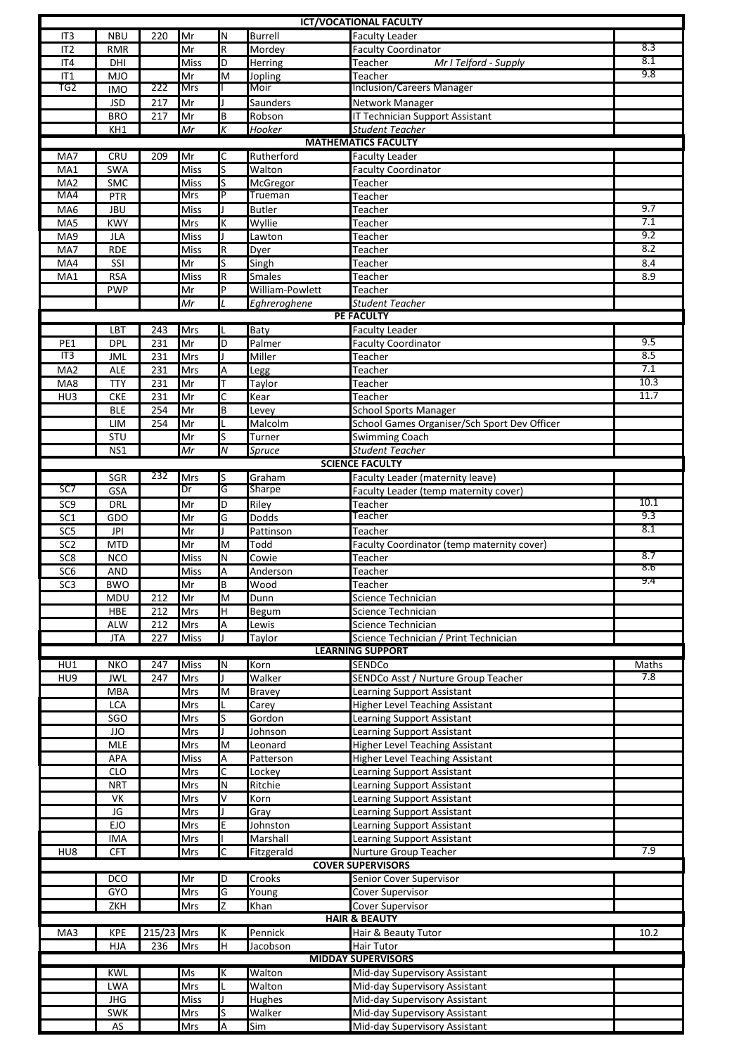| | | | | | | | |
|---|---|---|---|---|---|---|---|
| **ICT/VOCATIONAL FACULTY** | | | | | | | |
| IT3 | NBU | 220 | Mr | N | Burrell | Faculty Leader | |
| IT2 | RMR | | Mr | R | Mordey | Faculty Coordinator | 8.3 |
| IT4 | DHI | | Miss | D | Herring | Teacher *Mr I Telford - Supply* | 8.1 |
| IT1 | MJO | | Mr | M | Jopling | Teacher | 9.8 |
| TG2 | IMO | 222 | Mrs | I | Moir | Inclusion/Careers Manager | |
| | JSD | 217 | Mr | J | Saunders | Network Manager | |
| | BRO | 217 | Mr | B | Robson | IT Technician Support Assistant | |
| | *KH1* | | *Mr* | *K* | *Hooker* | *Student Teacher* | |
| **MATHEMATICS FACULTY** | | | | | | | |
| MA7 | CRU | 209 | Mr | C | Rutherford | Faculty Leader | |
| MA1 | SWA | | Miss | S | Walton | Faculty Coordinator | |
| MA2 | SMC | | Miss | S | McGregor | Teacher | |
| MA4 | PTR | | Mrs | P | Trueman | Teacher | |
| MA6 | JBU | | Miss | J | Butler | Teacher | 9.7 |
| MA5 | KWY | | Mrs | K | Wyllie | Teacher | 7.1 |
| MA9 | JLA | | Miss | J | Lawton | Teacher | 9.2 |
| MA7 | RDE | | Miss | R | Dyer | Teacher | 8.2 |
| MA4 | SSI | | Mr | S | Singh | Teacher | 8.4 |
| MA1 | RSA | | Miss | R | Smales | Teacher | 8.9 |
| | PWP | | Mr | P | William-Powlett | Teacher | |
| | | | *Mr* | *L* | *Eghreroghene* | *Student Teacher* | |
| **PE FACULTY** | | | | | | | |
| | LBT | 243 | Mrs | L | Baty | Faculty Leader | |
| PE1 | DPL | 231 | Mr | D | Palmer | Faculty Coordinator | 9.5 |
| IT3 | JML | 231 | Mrs | J | Miller | Teacher | 8.5 |
| MA2 | ALE | 231 | Mrs | A | Legg | Teacher | 7.1 |
| MA8 | TTY | 231 | Mr | T | Taylor | Teacher | 10.3 |
| HU3 | CKE | 231 | Mr | C | Kear | Teacher | 11.7 |
| | BLE | 254 | Mr | B | Levey | School Sports Manager | |
| | LIM | 254 | Mr | L | Malcolm | School Games Organiser/Sch Sport Dev Officer | |
| | STU | | Mr | S | Turner | Swimming Coach | |
| | *NS1* | | *Mr* | *N* | *Spruce* | *Student Teacher* | |
| **SCIENCE FACULTY** | | | | | | | |
| | SGR | 232 | Mrs | S | Graham | Faculty Leader (maternity leave) | |
| SC7 | GSA | | Dr | G | Sharpe | Faculty Leader (temp maternity cover) | |
| SC9 | DRL | | Mr | D | Riley | Teacher | 10.1 |
| SC1 | GDO | | Mr | G | Dodds | Teacher | 9.3 |
| SC5 | JPI | | Mr | J | Pattinson | Teacher | 8.1 |
| SC2 | MTD | | Mr | M | Todd | Faculty Coordinator (temp maternity cover) | |
| SC8 | NCO | | Miss | N | Cowie | Teacher | 8.7 |
| SC6 | AND | | Miss | A | Anderson | Teacher | 8.6 |
| SC3 | BWO | | Mr | B | Wood | Teacher | 9.4 |
| | MDU | 212 | Mr | M | Dunn | Science Technician | |
| | HBE | 212 | Mrs | H | Begum | Science Technician | |
| | ALW | 212 | Mrs | A | Lewis | Science Technician | |
| | JTA | 227 | Miss | J | Taylor | Science Technician / Print Technician | |
| **LEARNING SUPPORT** | | | | | | | |
| HU1 | NKO | 247 | Miss | N | Korn | SENDCo | Maths |
| HU9 | JWL | 247 | Mrs | J | Walker | SENDCo Asst / Nurture Group Teacher | 7.8 |
| | MBA | | Mrs | M | Bravey | Learning Support Assistant | |
| | LCA | | Mrs | L | Carey | Higher Level Teaching Assistant | |
| | SGO | | Mrs | S | Gordon | Learning Support Assistant | |
| | JJO | | Mrs | J | Johnson | Learning Support Assistant | |
| | MLE | | Mrs | M | Leonard | Higher Level Teaching Assistant | |
| | APA | | Miss | A | Patterson | Higher Level Teaching Assistant | |
| | CLO | | Mrs | C | Lockey | Learning Support Assistant | |
| | NRT | | Mrs | N | Ritchie | Learning Support Assistant | |
| | VK | | Mrs | V | Korn | Learning Support Assistant | |
| | JG | | Mrs | J | Gray | Learning Support Assistant | |
| | EJO | | Mrs | E | Johnston | Learning Support Assistant | |
| | IMA | | Mrs | I | Marshall | Learning Support Assistant | |
| HU8 | CFT | | Mrs | C | Fitzgerald | Nurture Group Teacher | 7.9 |
| **COVER SUPERVISORS** | | | | | | | |
| | DCO | | Mr | D | Crooks | Senior Cover Supervisor | |
| | GYO | | Mrs | G | Young | Cover Supervisor | |
| | ZKH | | Mrs | Z | Khan | Cover Supervisor | |
| **HAIR & BEAUTY** | | | | | | | |
| MA3 | KPE | 215/23 | Mrs | K | Pennick | Hair & Beauty Tutor | 10.2 |
| | HJA | 236 | Mrs | H | Jacobson | Hair Tutor | |
| **MIDDAY SUPERVISORS** | | | | | | | |
| | KWL | | Ms | K | Walton | Mid-day Supervisory Assistant | |
| | LWA | | Mrs | L | Walton | Mid-day Supervisory Assistant | |
| | JHG | | Miss | J | Hughes | Mid-day Supervisory Assistant | |
| | SWK | | Mrs | S | Walker | Mid-day Supervisory Assistant | |
| | AS | | Mrs | A | Sim | Mid-day Supervisory Assistant | |